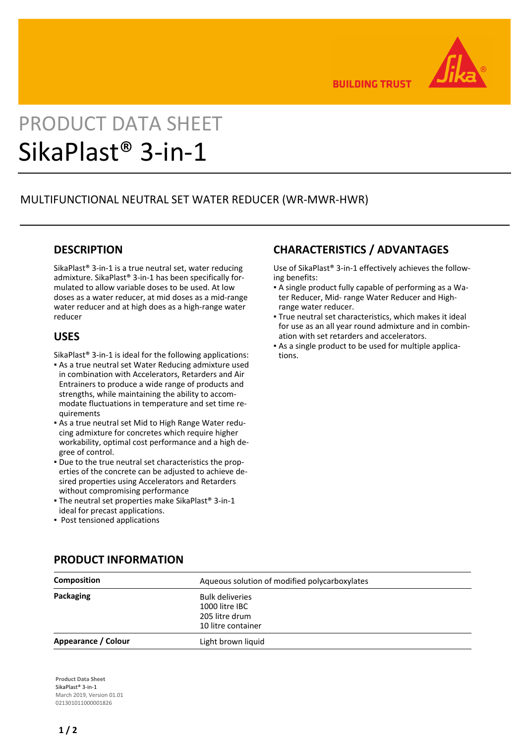PRODUCT DATA SHEET

# SikaPlast® 3-in-1

MULTIFUNCTIONAL NEUTRAL SET WATER REDUCER (WR-MWR-HWR)

## DESCRIPTION

SikaPlast® 3-in-1 is a true neutral set, water reducing admixture. SikaPlast® 3-in-1 has been specifically formulated to allow variable doses to be used. At low doses as a water reducer, at mid doses as a mid-range water reducer and at high does as a high-range water reducer

## USES

SikaPlast® 3-in-1 is ideal for the following applications:

- As a true neutral set Water Reducing admixture used in combination with Accelerators, Retarders and Air Entrainers to produce a wide range of products and strengths, while maintaining the ability to accommodate fluctuations in temperature and set time requirements
- As a true neutral set Mid to High Range Water reducing admixture for concretes which require higher workability, optimal cost performance and a high degree of control.
- Due to the true neutral set characteristics the properties of the concrete can be adjusted to achieve desired properties using Accelerators and Retarders without compromising performance
- The neutral set properties make SikaPlast® 3-in-1 ideal for precast applications.
- Post tensioned applications

## CHARACTERISTICS / ADVANTAGES

Use of SikaPlast® 3-in-1 effectively achieves the following benefits:

- A single product fully capable of performing as a Water Reducer, Mid- range Water Reducer and High-range water reducer.
- True neutral set characteristics, which makes it ideal for use as an all year round admixture and in combination with set retarders and accelerators.
- As a single product to be used for multiple applications.

## PRODUCT INFORMATION

| | |
|---|---|
| **Composition** | Aqueous solution of modified polycarboxylates |
| **Packaging** | Bulk deliveries<br>1000 litre IBC<br>205 litre drum<br>10 litre container |
| **Appearance / Colour** | Light brown liquid |

**Product Data Sheet**
SikaPlast® 3-in-1
March 2019, Version 01.01
021301011000001826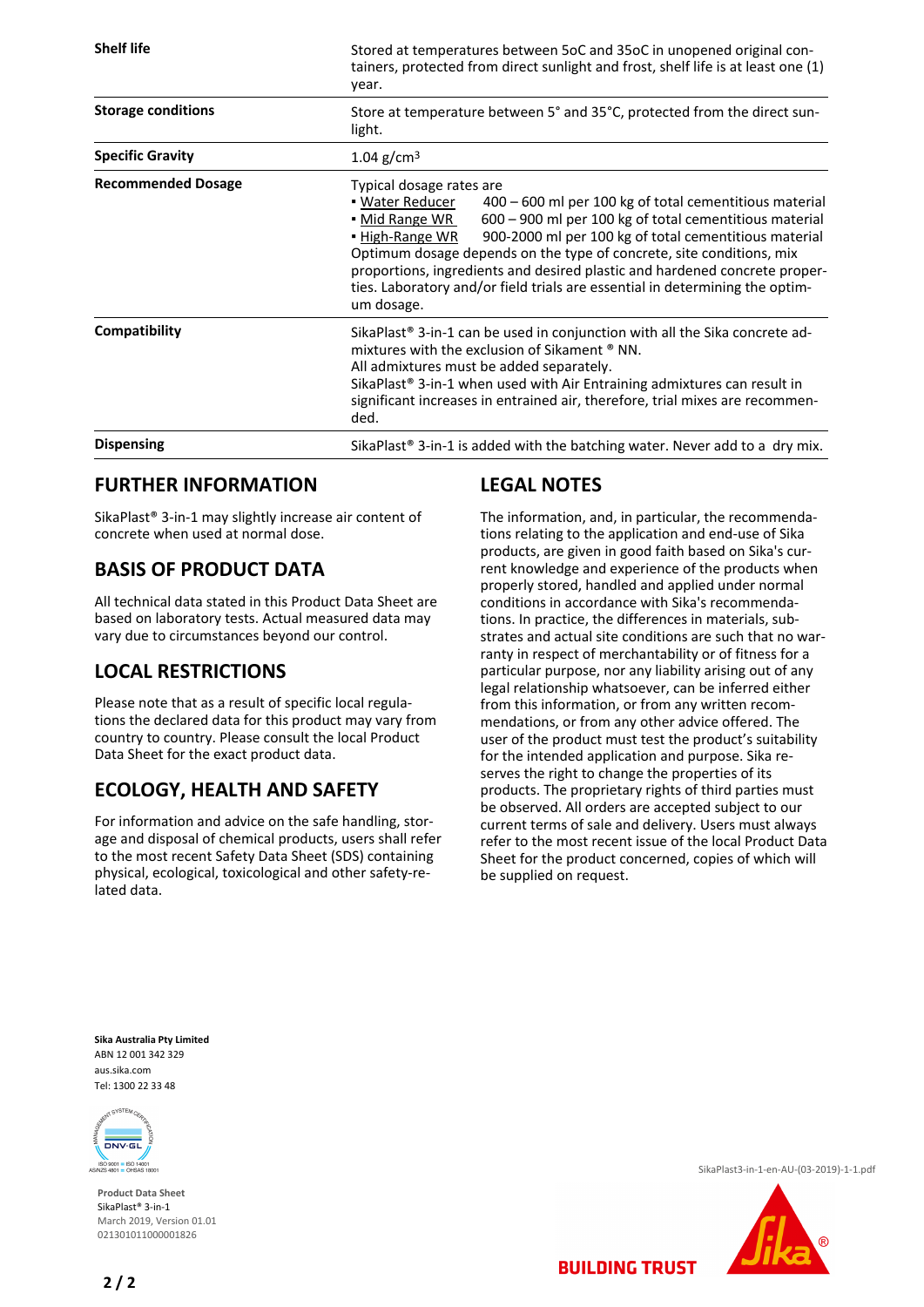| | |
|---|---|
| **Shelf life** | Stored at temperatures between 5oC and 35oC in unopened original containers, protected from direct sunlight and frost, shelf life is at least one (1) year. |
| **Storage conditions** | Store at temperature between 5° and 35°C, protected from the direct sunlight. |
| **Specific Gravity** | 1.04 g/cm³ |
| **Recommended Dosage** | Typical dosage rates are<br>▪ Water Reducer 400 – 600 ml per 100 kg of total cementitious material<br>▪ Mid Range WR 600 – 900 ml per 100 kg of total cementitious material<br>▪ High-Range WR 900-2000 ml per 100 kg of total cementitious material<br>Optimum dosage depends on the type of concrete, site conditions, mix proportions, ingredients and desired plastic and hardened concrete properties. Laboratory and/or field trials are essential in determining the optimum dosage. |
| **Compatibility** | SikaPlast® 3-in-1 can be used in conjunction with all the Sika concrete admixtures with the exclusion of Sikament ® NN.<br>All admixtures must be added separately.<br>SikaPlast® 3-in-1 when used with Air Entraining admixtures can result in significant increases in entrained air, therefore, trial mixes are recommended. |
| **Dispensing** | SikaPlast® 3-in-1 is added with the batching water. Never add to a dry mix. |

## FURTHER INFORMATION

SikaPlast® 3-in-1 may slightly increase air content of concrete when used at normal dose.

## BASIS OF PRODUCT DATA

All technical data stated in this Product Data Sheet are based on laboratory tests. Actual measured data may vary due to circumstances beyond our control.

## LOCAL RESTRICTIONS

Please note that as a result of specific local regulations the declared data for this product may vary from country to country. Please consult the local Product Data Sheet for the exact product data.

## ECOLOGY, HEALTH AND SAFETY

For information and advice on the safe handling, storage and disposal of chemical products, users shall refer to the most recent Safety Data Sheet (SDS) containing physical, ecological, toxicological and other safety-related data.

## LEGAL NOTES

The information, and, in particular, the recommendations relating to the application and end-use of Sika products, are given in good faith based on Sika's current knowledge and experience of the products when properly stored, handled and applied under normal conditions in accordance with Sika's recommendations. In practice, the differences in materials, substrates and actual site conditions are such that no warranty in respect of merchantability or of fitness for a particular purpose, nor any liability arising out of any legal relationship whatsoever, can be inferred either from this information, or from any written recommendations, or from any other advice offered. The user of the product must test the product's suitability for the intended application and purpose. Sika reserves the right to change the properties of its products. The proprietary rights of third parties must be observed. All orders are accepted subject to our current terms of sale and delivery. Users must always refer to the most recent issue of the local Product Data Sheet for the product concerned, copies of which will be supplied on request.

**Sika Australia Pty Limited**
ABN 12 001 342 329
aus.sika.com
Tel: 1300 22 33 48

**Product Data Sheet**
SikaPlast® 3-in-1
March 2019, Version 01.01
021301011000001826

SikaPlast3-in-1-en-AU-(03-2019)-1-1.pdf

**BUILDING TRUST**